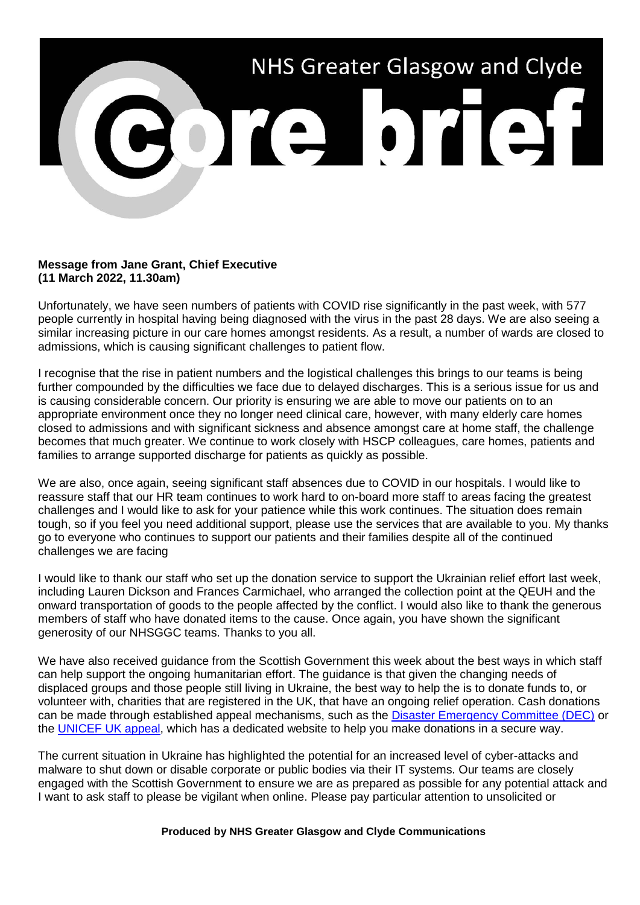# NHS Greater Glasgow and Clyde

# core brief

**Message from Jane Grant, Chief Executive**
**(11 March 2022, 11.30am)**

Unfortunately, we have seen numbers of patients with COVID rise significantly in the past week, with 577 people currently in hospital having being diagnosed with the virus in the past 28 days. We are also seeing a similar increasing picture in our care homes amongst residents. As a result, a number of wards are closed to admissions, which is causing significant challenges to patient flow.

I recognise that the rise in patient numbers and the logistical challenges this brings to our teams is being further compounded by the difficulties we face due to delayed discharges. This is a serious issue for us and is causing considerable concern. Our priority is ensuring we are able to move our patients on to an appropriate environment once they no longer need clinical care, however, with many elderly care homes closed to admissions and with significant sickness and absence amongst care at home staff, the challenge becomes that much greater. We continue to work closely with HSCP colleagues, care homes, patients and families to arrange supported discharge for patients as quickly as possible.

We are also, once again, seeing significant staff absences due to COVID in our hospitals. I would like to reassure staff that our HR team continues to work hard to on-board more staff to areas facing the greatest challenges and I would like to ask for your patience while this work continues. The situation does remain tough, so if you feel you need additional support, please use the services that are available to you. My thanks go to everyone who continues to support our patients and their families despite all of the continued challenges we are facing

I would like to thank our staff who set up the donation service to support the Ukrainian relief effort last week, including Lauren Dickson and Frances Carmichael, who arranged the collection point at the QEUH and the onward transportation of goods to the people affected by the conflict. I would also like to thank the generous members of staff who have donated items to the cause. Once again, you have shown the significant generosity of our NHSGGC teams. Thanks to you all.

We have also received guidance from the Scottish Government this week about the best ways in which staff can help support the ongoing humanitarian effort. The guidance is that given the changing needs of displaced groups and those people still living in Ukraine, the best way to help the is to donate funds to, or volunteer with, charities that are registered in the UK, that have an ongoing relief operation. Cash donations can be made through established appeal mechanisms, such as the Disaster Emergency Committee (DEC) or the UNICEF UK appeal, which has a dedicated website to help you make donations in a secure way.

The current situation in Ukraine has highlighted the potential for an increased level of cyber-attacks and malware to shut down or disable corporate or public bodies via their IT systems. Our teams are closely engaged with the Scottish Government to ensure we are as prepared as possible for any potential attack and I want to ask staff to please be vigilant when online. Please pay particular attention to unsolicited or

**Produced by NHS Greater Glasgow and Clyde Communications**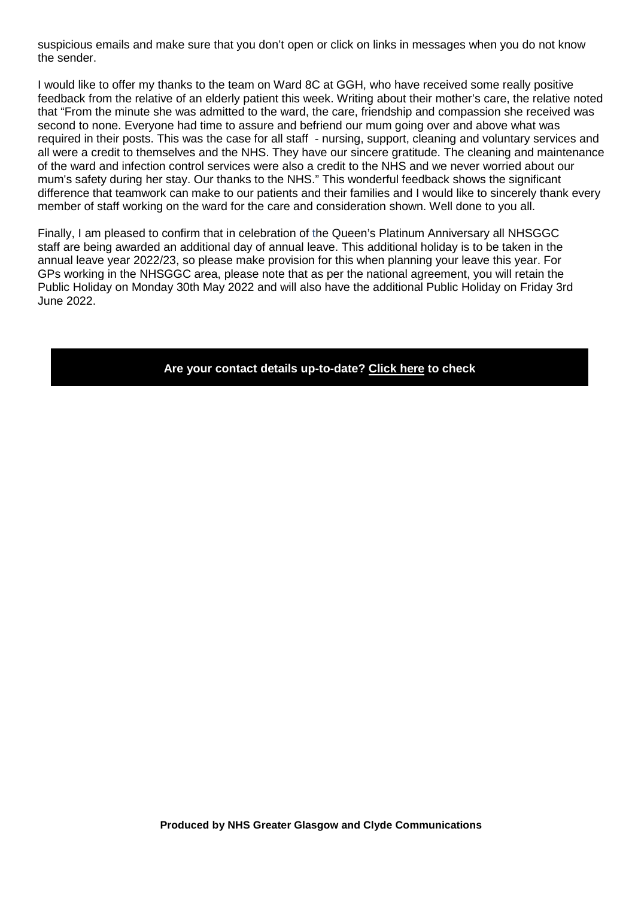suspicious emails and make sure that you don't open or click on links in messages when you do not know the sender.

I would like to offer my thanks to the team on Ward 8C at GGH, who have received some really positive feedback from the relative of an elderly patient this week. Writing about their mother's care, the relative noted that "From the minute she was admitted to the ward, the care, friendship and compassion she received was second to none. Everyone had time to assure and befriend our mum going over and above what was required in their posts. This was the case for all staff - nursing, support, cleaning and voluntary services and all were a credit to themselves and the NHS. They have our sincere gratitude. The cleaning and maintenance of the ward and infection control services were also a credit to the NHS and we never worried about our mum's safety during her stay. Our thanks to the NHS." This wonderful feedback shows the significant difference that teamwork can make to our patients and their families and I would like to sincerely thank every member of staff working on the ward for the care and consideration shown. Well done to you all.

Finally, I am pleased to confirm that in celebration of the Queen's Platinum Anniversary all NHSGGC staff are being awarded an additional day of annual leave. This additional holiday is to be taken in the annual leave year 2022/23, so please make provision for this when planning your leave this year. For GPs working in the NHSGGC area, please note that as per the national agreement, you will retain the Public Holiday on Monday 30th May 2022 and will also have the additional Public Holiday on Friday 3rd June 2022.

**Are your contact details up-to-date? Click here to check**

**Produced by NHS Greater Glasgow and Clyde Communications**